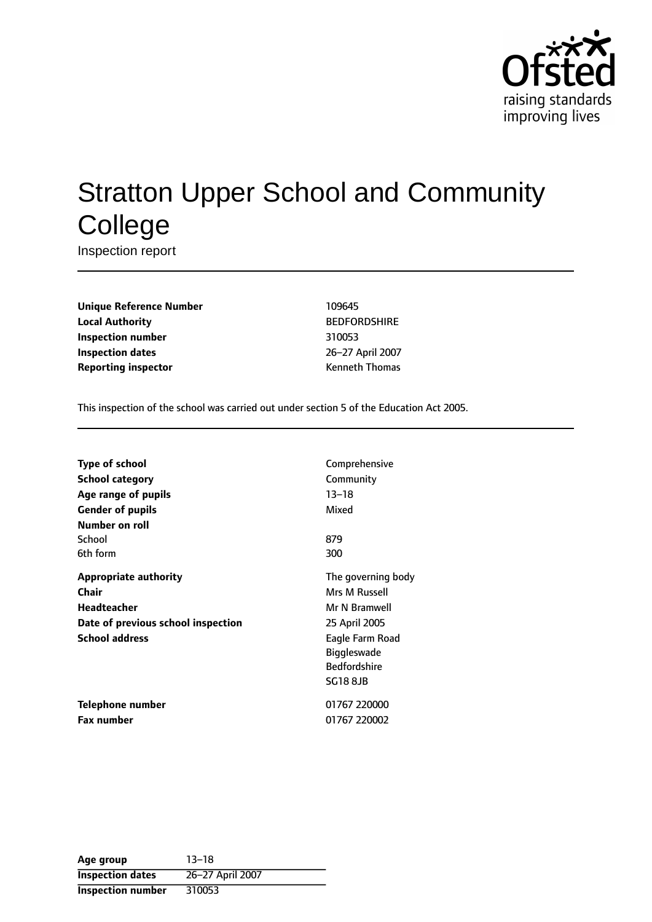# Stratton Upper School and Community College

Inspection report

| | |
|---|---|
| **Unique Reference Number** | 109645 |
| **Local Authority** | BEDFORDSHIRE |
| **Inspection number** | 310053 |
| **Inspection dates** | 26–27 April 2007 |
| **Reporting inspector** | Kenneth Thomas |

This inspection of the school was carried out under section 5 of the Education Act 2005.

| | |
|---|---|
| **Type of school** | Comprehensive |
| **School category** | Community |
| **Age range of pupils** | 13–18 |
| **Gender of pupils** | Mixed |
| **Number on roll** | |
| School | 879 |
| 6th form | 300 |
| **Appropriate authority** | The governing body |
| **Chair** | Mrs M Russell |
| **Headteacher** | Mr N Bramwell |
| **Date of previous school inspection** | 25 April 2005 |
| **School address** | Eagle Farm Road<br>Biggleswade<br>Bedfordshire<br>SG18 8JB |
| **Telephone number** | 01767 220000 |
| **Fax number** | 01767 220002 |

| | |
|---|---|
| **Age group** | 13–18 |
| **Inspection dates** | 26–27 April 2007 |
| **Inspection number** | 310053 |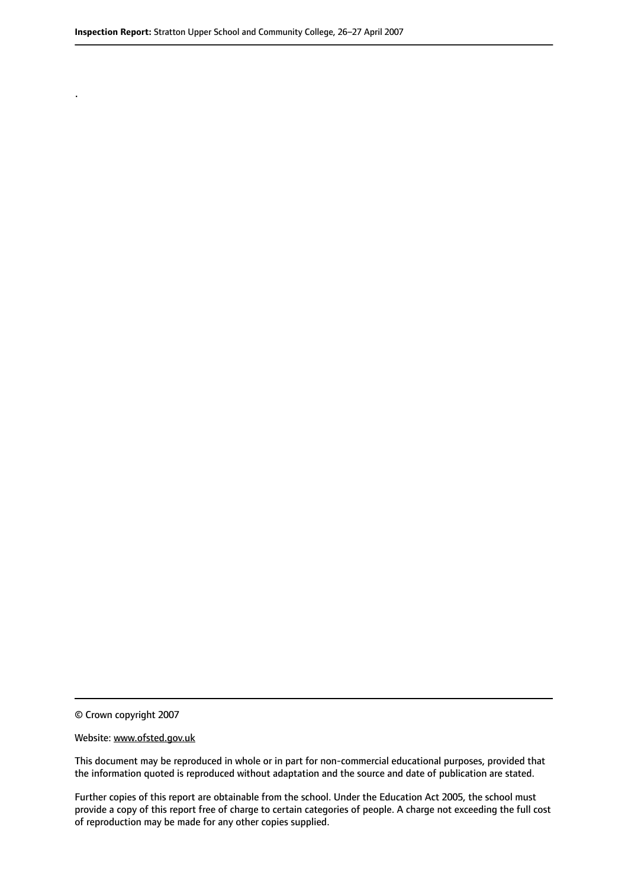.

© Crown copyright 2007

Website: www.ofsted.gov.uk

This document may be reproduced in whole or in part for non-commercial educational purposes, provided that the information quoted is reproduced without adaptation and the source and date of publication are stated.

Further copies of this report are obtainable from the school. Under the Education Act 2005, the school must provide a copy of this report free of charge to certain categories of people. A charge not exceeding the full cost of reproduction may be made for any other copies supplied.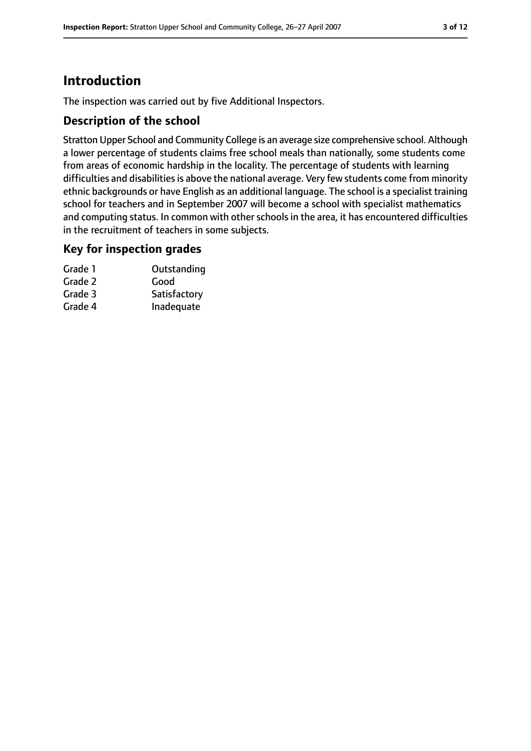# Introduction

The inspection was carried out by five Additional Inspectors.

## Description of the school

Stratton Upper School and Community College is an average size comprehensive school. Although a lower percentage of students claims free school meals than nationally, some students come from areas of economic hardship in the locality. The percentage of students with learning difficulties and disabilities is above the national average. Very few students come from minority ethnic backgrounds or have English as an additional language. The school is a specialist training school for teachers and in September 2007 will become a school with specialist mathematics and computing status. In common with other schools in the area, it has encountered difficulties in the recruitment of teachers in some subjects.

## Key for inspection grades

| | |
|---|---|
| Grade 1 | Outstanding |
| Grade 2 | Good |
| Grade 3 | Satisfactory |
| Grade 4 | Inadequate |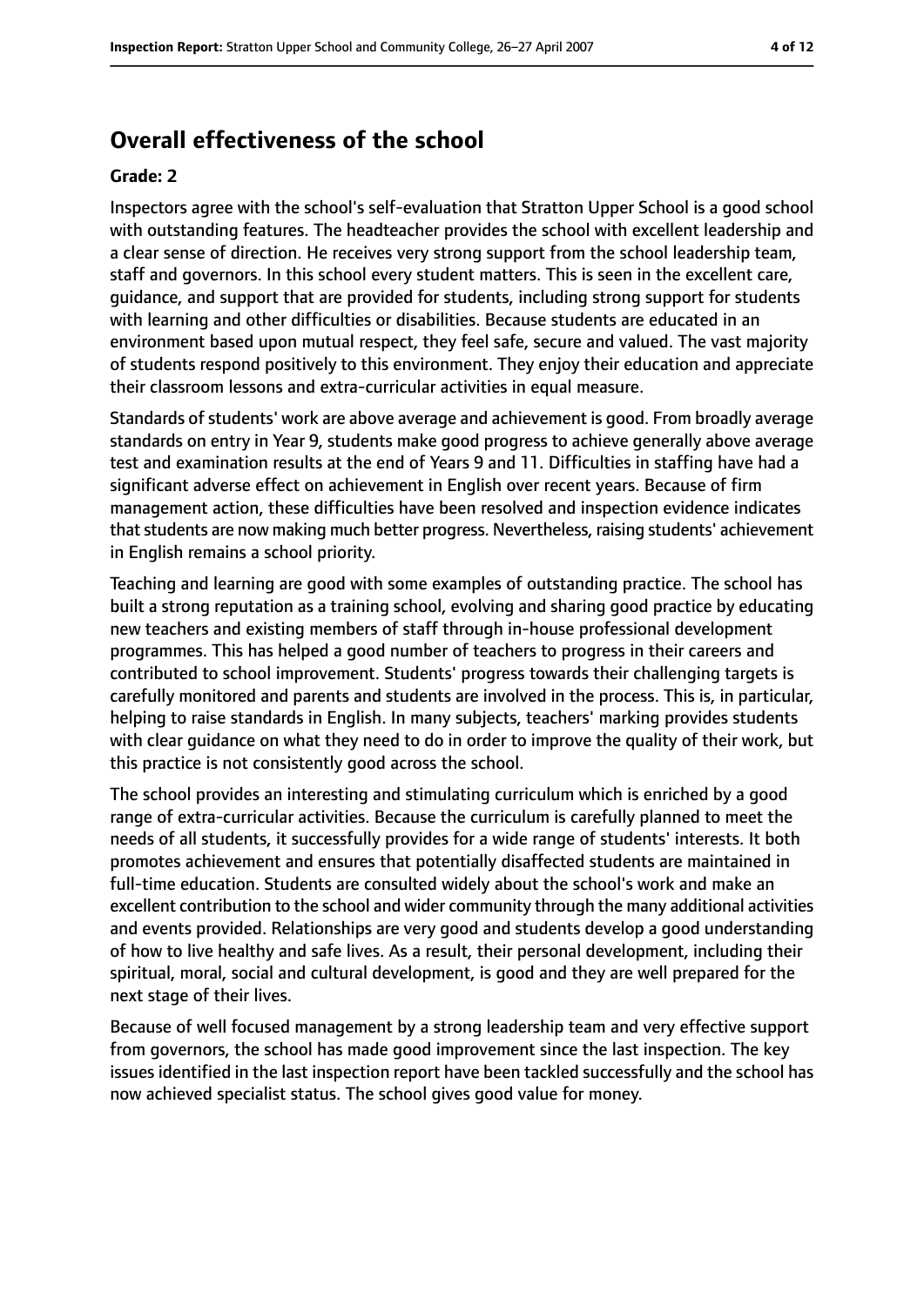## Overall effectiveness of the school

### Grade: 2

Inspectors agree with the school's self-evaluation that Stratton Upper School is a good school with outstanding features. The headteacher provides the school with excellent leadership and a clear sense of direction. He receives very strong support from the school leadership team, staff and governors. In this school every student matters. This is seen in the excellent care, guidance, and support that are provided for students, including strong support for students with learning and other difficulties or disabilities. Because students are educated in an environment based upon mutual respect, they feel safe, secure and valued. The vast majority of students respond positively to this environment. They enjoy their education and appreciate their classroom lessons and extra-curricular activities in equal measure.

Standards of students' work are above average and achievement is good. From broadly average standards on entry in Year 9, students make good progress to achieve generally above average test and examination results at the end of Years 9 and 11. Difficulties in staffing have had a significant adverse effect on achievement in English over recent years. Because of firm management action, these difficulties have been resolved and inspection evidence indicates that students are now making much better progress. Nevertheless, raising students' achievement in English remains a school priority.

Teaching and learning are good with some examples of outstanding practice. The school has built a strong reputation as a training school, evolving and sharing good practice by educating new teachers and existing members of staff through in-house professional development programmes. This has helped a good number of teachers to progress in their careers and contributed to school improvement. Students' progress towards their challenging targets is carefully monitored and parents and students are involved in the process. This is, in particular, helping to raise standards in English. In many subjects, teachers' marking provides students with clear guidance on what they need to do in order to improve the quality of their work, but this practice is not consistently good across the school.

The school provides an interesting and stimulating curriculum which is enriched by a good range of extra-curricular activities. Because the curriculum is carefully planned to meet the needs of all students, it successfully provides for a wide range of students' interests. It both promotes achievement and ensures that potentially disaffected students are maintained in full-time education. Students are consulted widely about the school's work and make an excellent contribution to the school and wider community through the many additional activities and events provided. Relationships are very good and students develop a good understanding of how to live healthy and safe lives. As a result, their personal development, including their spiritual, moral, social and cultural development, is good and they are well prepared for the next stage of their lives.

Because of well focused management by a strong leadership team and very effective support from governors, the school has made good improvement since the last inspection. The key issues identified in the last inspection report have been tackled successfully and the school has now achieved specialist status. The school gives good value for money.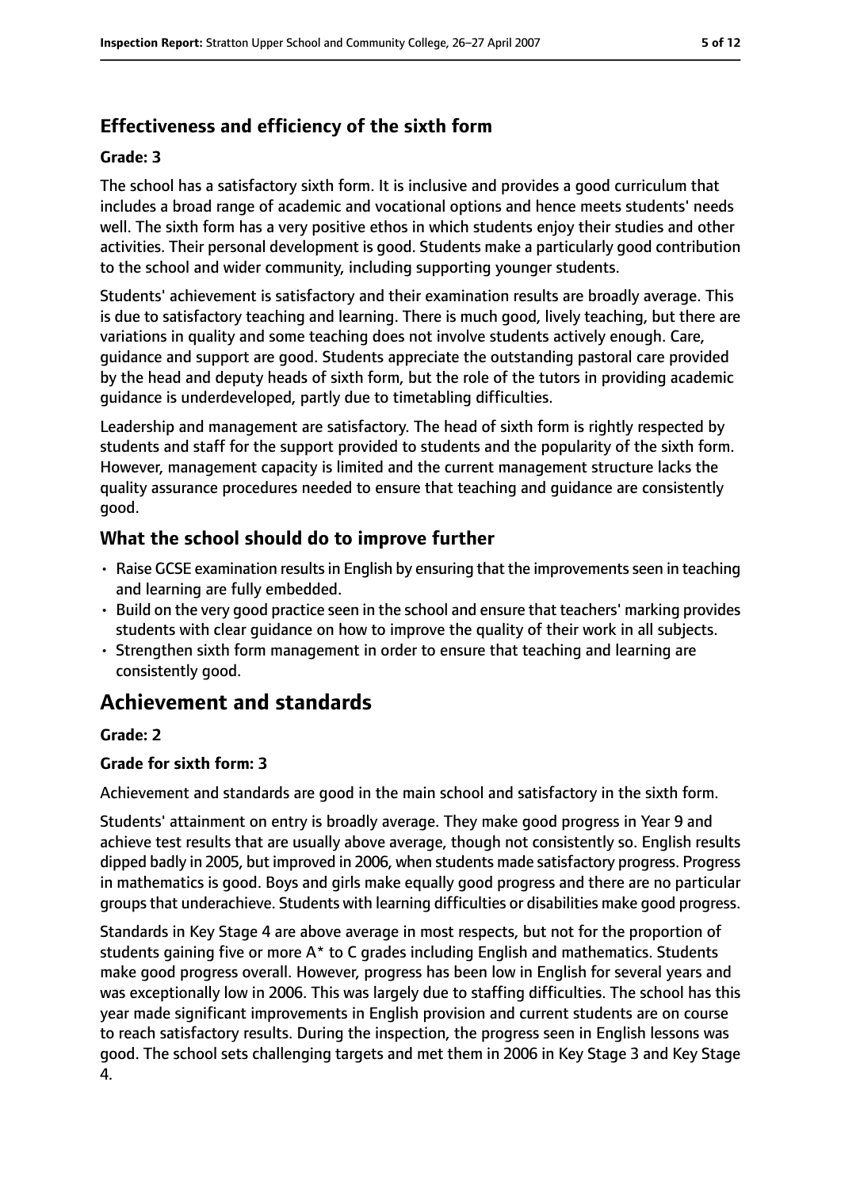### Effectiveness and efficiency of the sixth form

**Grade: 3**

The school has a satisfactory sixth form. It is inclusive and provides a good curriculum that includes a broad range of academic and vocational options and hence meets students' needs well. The sixth form has a very positive ethos in which students enjoy their studies and other activities. Their personal development is good. Students make a particularly good contribution to the school and wider community, including supporting younger students.

Students' achievement is satisfactory and their examination results are broadly average. This is due to satisfactory teaching and learning. There is much good, lively teaching, but there are variations in quality and some teaching does not involve students actively enough. Care, guidance and support are good. Students appreciate the outstanding pastoral care provided by the head and deputy heads of sixth form, but the role of the tutors in providing academic guidance is underdeveloped, partly due to timetabling difficulties.

Leadership and management are satisfactory. The head of sixth form is rightly respected by students and staff for the support provided to students and the popularity of the sixth form. However, management capacity is limited and the current management structure lacks the quality assurance procedures needed to ensure that teaching and guidance are consistently good.

### What the school should do to improve further

- Raise GCSE examination results in English by ensuring that the improvements seen in teaching and learning are fully embedded.
- Build on the very good practice seen in the school and ensure that teachers' marking provides students with clear guidance on how to improve the quality of their work in all subjects.
- Strengthen sixth form management in order to ensure that teaching and learning are consistently good.

## Achievement and standards

**Grade: 2**

**Grade for sixth form: 3**

Achievement and standards are good in the main school and satisfactory in the sixth form.

Students' attainment on entry is broadly average. They make good progress in Year 9 and achieve test results that are usually above average, though not consistently so. English results dipped badly in 2005, but improved in 2006, when students made satisfactory progress. Progress in mathematics is good. Boys and girls make equally good progress and there are no particular groups that underachieve. Students with learning difficulties or disabilities make good progress.

Standards in Key Stage 4 are above average in most respects, but not for the proportion of students gaining five or more A* to C grades including English and mathematics. Students make good progress overall. However, progress has been low in English for several years and was exceptionally low in 2006. This was largely due to staffing difficulties. The school has this year made significant improvements in English provision and current students are on course to reach satisfactory results. During the inspection, the progress seen in English lessons was good. The school sets challenging targets and met them in 2006 in Key Stage 3 and Key Stage 4.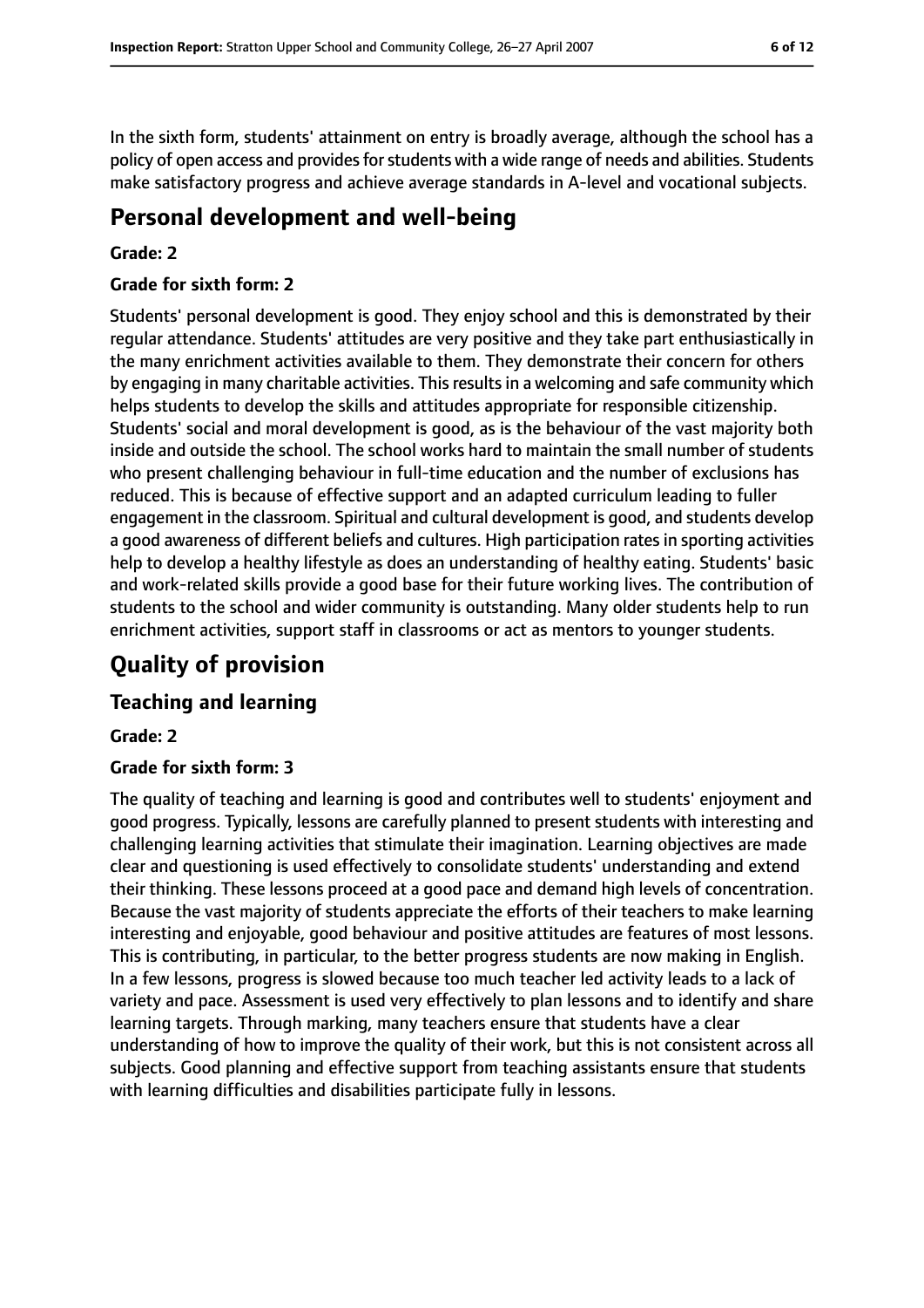In the sixth form, students' attainment on entry is broadly average, although the school has a policy of open access and provides for students with a wide range of needs and abilities. Students make satisfactory progress and achieve average standards in A-level and vocational subjects.

## Personal development and well-being

**Grade: 2**

**Grade for sixth form: 2**

Students' personal development is good. They enjoy school and this is demonstrated by their regular attendance. Students' attitudes are very positive and they take part enthusiastically in the many enrichment activities available to them. They demonstrate their concern for others by engaging in many charitable activities. This results in a welcoming and safe community which helps students to develop the skills and attitudes appropriate for responsible citizenship. Students' social and moral development is good, as is the behaviour of the vast majority both inside and outside the school. The school works hard to maintain the small number of students who present challenging behaviour in full-time education and the number of exclusions has reduced. This is because of effective support and an adapted curriculum leading to fuller engagement in the classroom. Spiritual and cultural development is good, and students develop a good awareness of different beliefs and cultures. High participation rates in sporting activities help to develop a healthy lifestyle as does an understanding of healthy eating. Students' basic and work-related skills provide a good base for their future working lives. The contribution of students to the school and wider community is outstanding. Many older students help to run enrichment activities, support staff in classrooms or act as mentors to younger students.

# Quality of provision

## Teaching and learning

**Grade: 2**

**Grade for sixth form: 3**

The quality of teaching and learning is good and contributes well to students' enjoyment and good progress. Typically, lessons are carefully planned to present students with interesting and challenging learning activities that stimulate their imagination. Learning objectives are made clear and questioning is used effectively to consolidate students' understanding and extend their thinking. These lessons proceed at a good pace and demand high levels of concentration. Because the vast majority of students appreciate the efforts of their teachers to make learning interesting and enjoyable, good behaviour and positive attitudes are features of most lessons. This is contributing, in particular, to the better progress students are now making in English. In a few lessons, progress is slowed because too much teacher led activity leads to a lack of variety and pace. Assessment is used very effectively to plan lessons and to identify and share learning targets. Through marking, many teachers ensure that students have a clear understanding of how to improve the quality of their work, but this is not consistent across all subjects. Good planning and effective support from teaching assistants ensure that students with learning difficulties and disabilities participate fully in lessons.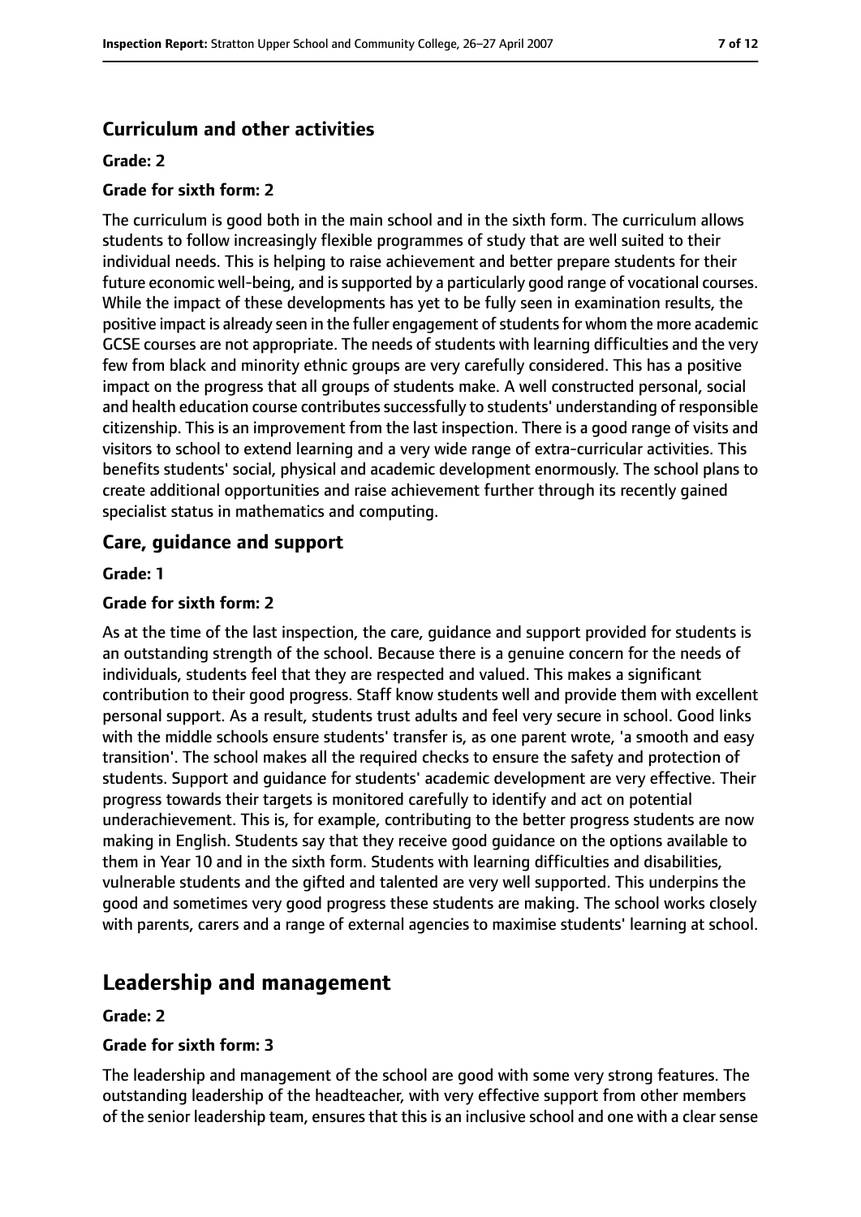### Curriculum and other activities

#### Grade: 2

#### Grade for sixth form: 2

The curriculum is good both in the main school and in the sixth form. The curriculum allows students to follow increasingly flexible programmes of study that are well suited to their individual needs. This is helping to raise achievement and better prepare students for their future economic well-being, and is supported by a particularly good range of vocational courses. While the impact of these developments has yet to be fully seen in examination results, the positive impact is already seen in the fuller engagement of students for whom the more academic GCSE courses are not appropriate. The needs of students with learning difficulties and the very few from black and minority ethnic groups are very carefully considered. This has a positive impact on the progress that all groups of students make. A well constructed personal, social and health education course contributes successfully to students' understanding of responsible citizenship. This is an improvement from the last inspection. There is a good range of visits and visitors to school to extend learning and a very wide range of extra-curricular activities. This benefits students' social, physical and academic development enormously. The school plans to create additional opportunities and raise achievement further through its recently gained specialist status in mathematics and computing.

### Care, guidance and support

#### Grade: 1

#### Grade for sixth form: 2

As at the time of the last inspection, the care, guidance and support provided for students is an outstanding strength of the school. Because there is a genuine concern for the needs of individuals, students feel that they are respected and valued. This makes a significant contribution to their good progress. Staff know students well and provide them with excellent personal support. As a result, students trust adults and feel very secure in school. Good links with the middle schools ensure students' transfer is, as one parent wrote, 'a smooth and easy transition'. The school makes all the required checks to ensure the safety and protection of students. Support and guidance for students' academic development are very effective. Their progress towards their targets is monitored carefully to identify and act on potential underachievement. This is, for example, contributing to the better progress students are now making in English. Students say that they receive good guidance on the options available to them in Year 10 and in the sixth form. Students with learning difficulties and disabilities, vulnerable students and the gifted and talented are very well supported. This underpins the good and sometimes very good progress these students are making. The school works closely with parents, carers and a range of external agencies to maximise students' learning at school.

## Leadership and management

#### Grade: 2

#### Grade for sixth form: 3

The leadership and management of the school are good with some very strong features. The outstanding leadership of the headteacher, with very effective support from other members of the senior leadership team, ensures that this is an inclusive school and one with a clear sense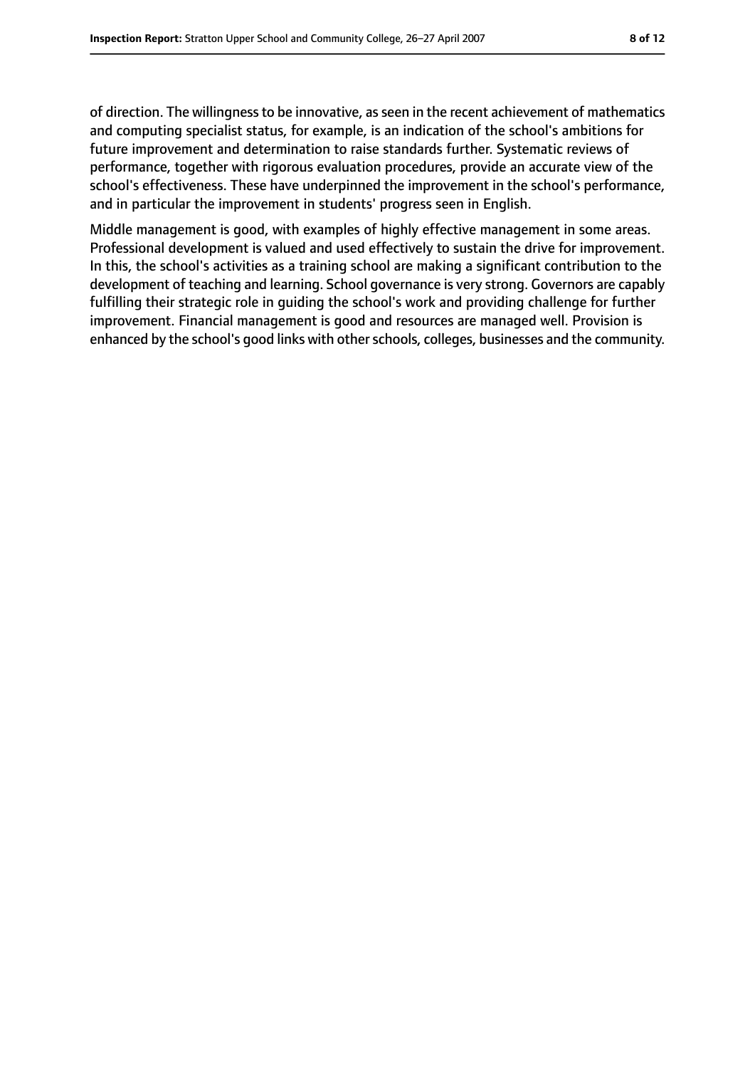of direction. The willingness to be innovative, as seen in the recent achievement of mathematics and computing specialist status, for example, is an indication of the school's ambitions for future improvement and determination to raise standards further. Systematic reviews of performance, together with rigorous evaluation procedures, provide an accurate view of the school's effectiveness. These have underpinned the improvement in the school's performance, and in particular the improvement in students' progress seen in English.

Middle management is good, with examples of highly effective management in some areas. Professional development is valued and used effectively to sustain the drive for improvement. In this, the school's activities as a training school are making a significant contribution to the development of teaching and learning. School governance is very strong. Governors are capably fulfilling their strategic role in guiding the school's work and providing challenge for further improvement. Financial management is good and resources are managed well. Provision is enhanced by the school's good links with other schools, colleges, businesses and the community.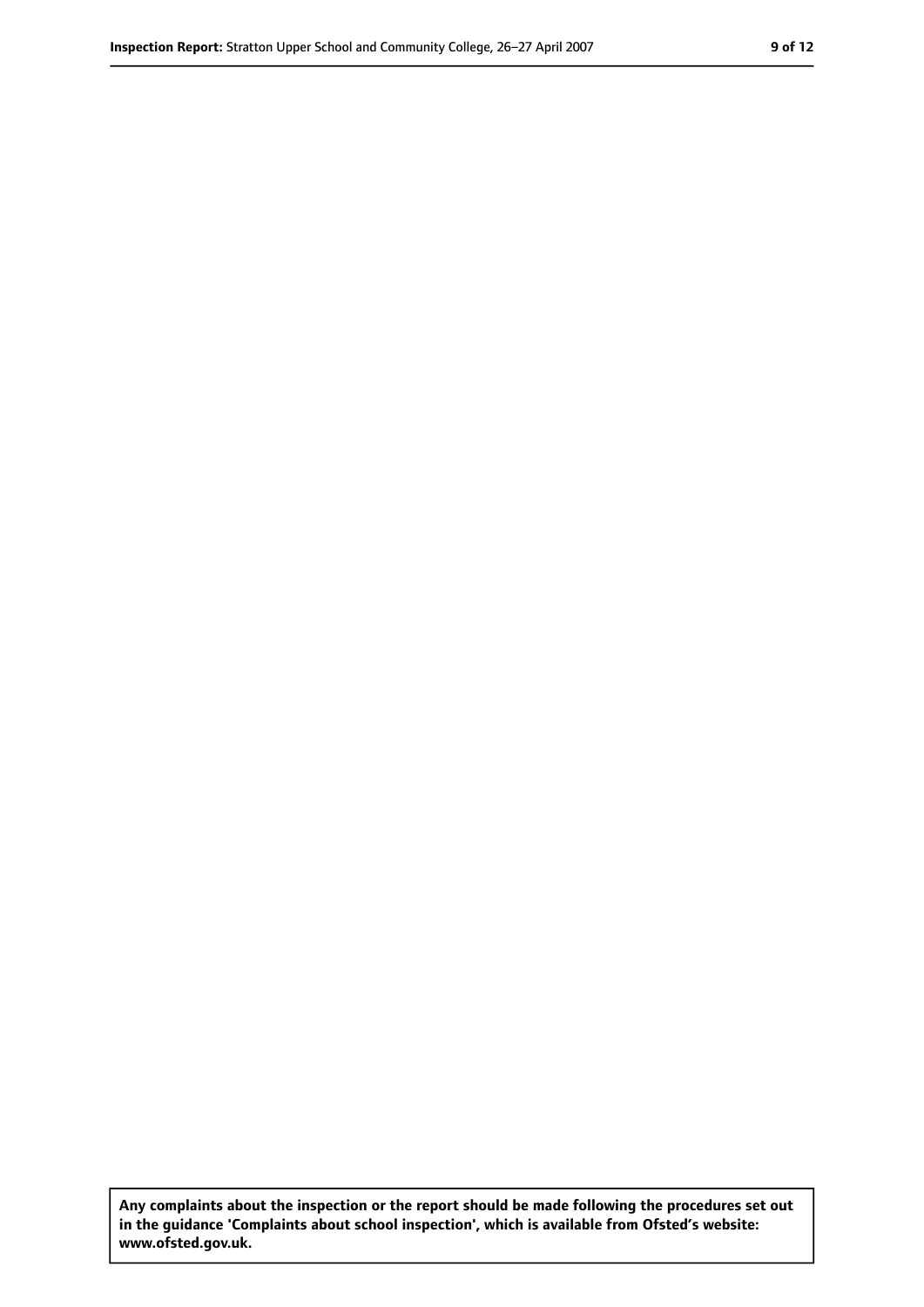**Any complaints about the inspection or the report should be made following the procedures set out in the guidance 'Complaints about school inspection', which is available from Ofsted's website: www.ofsted.gov.uk.**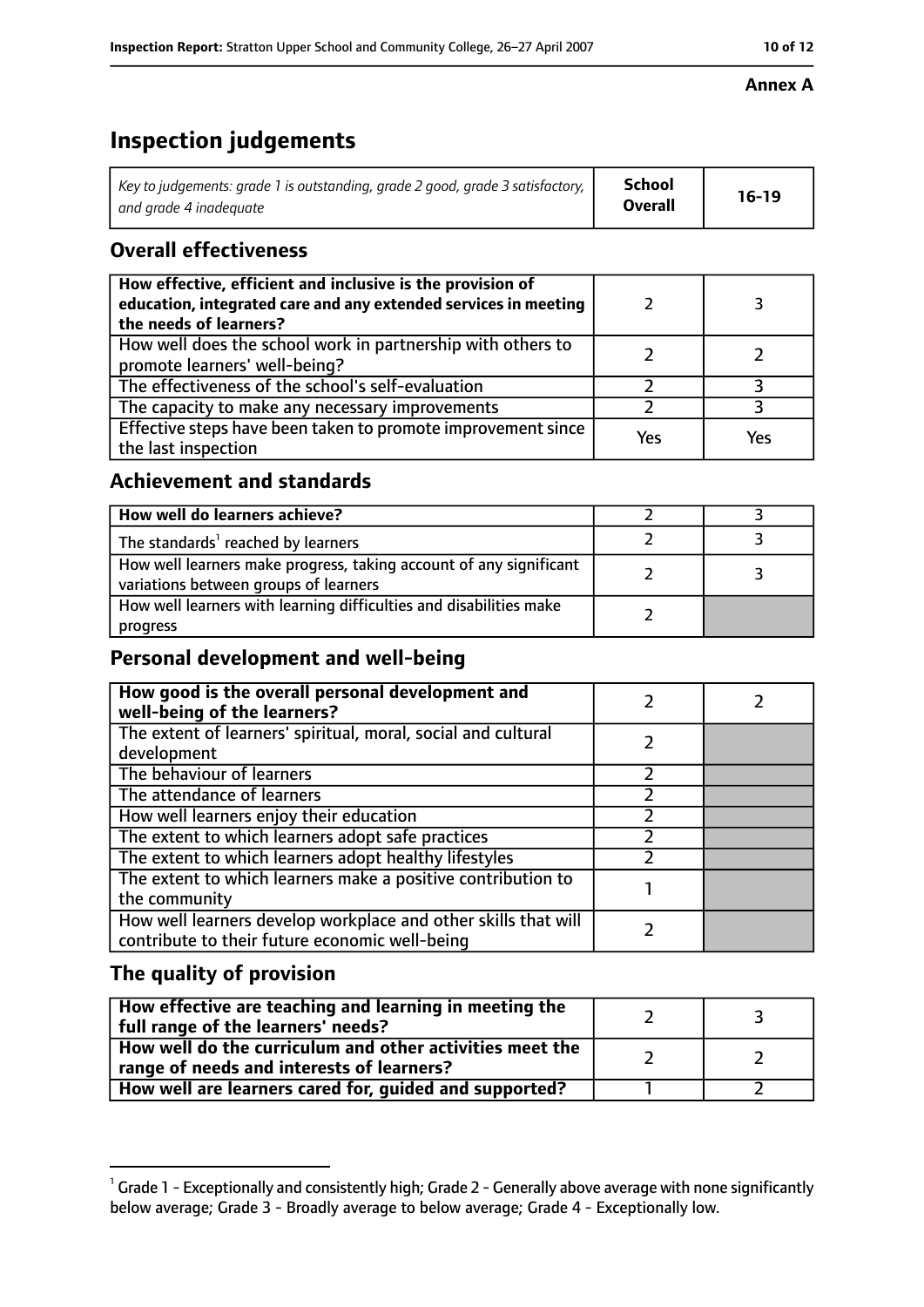**Annex A**

# Inspection judgements

| Key to judgements: grade 1 is outstanding, grade 2 good, grade 3 satisfactory, and grade 4 inadequate | School Overall | 16-19 |
|---|---|---|

## Overall effectiveness

| | | |
|---|---|---|
| How effective, efficient and inclusive is the provision of education, integrated care and any extended services in meeting the needs of learners? | 2 | 3 |
| How well does the school work in partnership with others to promote learners' well-being? | 2 | 2 |
| The effectiveness of the school's self-evaluation | 2 | 3 |
| The capacity to make any necessary improvements | 2 | 3 |
| Effective steps have been taken to promote improvement since the last inspection | Yes | Yes |

## Achievement and standards

| | | |
|---|---|---|
| How well do learners achieve? | 2 | 3 |
| The standards[1] reached by learners | 2 | 3 |
| How well learners make progress, taking account of any significant variations between groups of learners | 2 | 3 |
| How well learners with learning difficulties and disabilities make progress | 2 | |

## Personal development and well-being

| | | |
|---|---|---|
| How good is the overall personal development and well-being of the learners? | 2 | 2 |
| The extent of learners' spiritual, moral, social and cultural development | 2 | |
| The behaviour of learners | 2 | |
| The attendance of learners | 2 | |
| How well learners enjoy their education | 2 | |
| The extent to which learners adopt safe practices | 2 | |
| The extent to which learners adopt healthy lifestyles | 2 | |
| The extent to which learners make a positive contribution to the community | 1 | |
| How well learners develop workplace and other skills that will contribute to their future economic well-being | 2 | |

## The quality of provision

| | | |
|---|---|---|
| How effective are teaching and learning in meeting the full range of the learners' needs? | 2 | 3 |
| How well do the curriculum and other activities meet the range of needs and interests of learners? | 2 | 2 |
| How well are learners cared for, guided and supported? | 1 | 2 |

[1] Grade 1 - Exceptionally and consistently high; Grade 2 - Generally above average with none significantly below average; Grade 3 - Broadly average to below average; Grade 4 - Exceptionally low.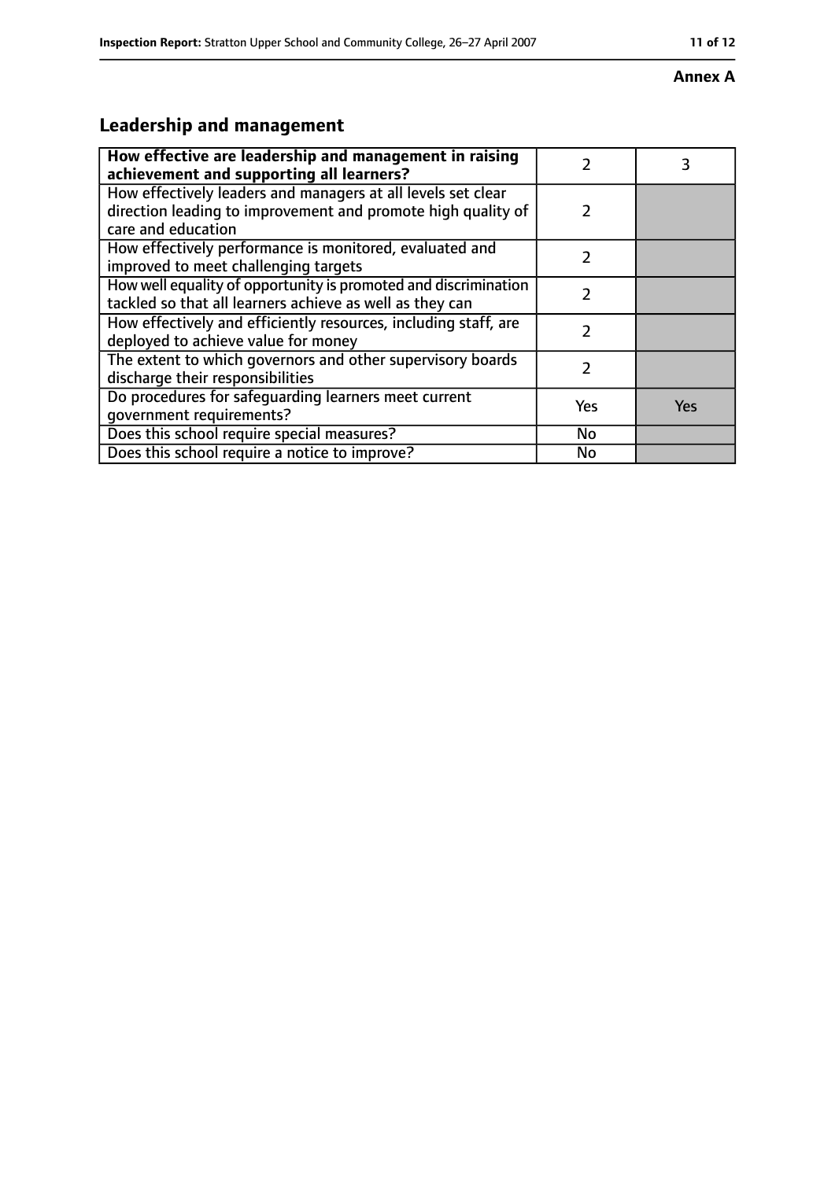**Annex A**

## Leadership and management

| **How effective are leadership and management in raising achievement and supporting all learners?** | 2 | 3 |
|---|---|---|
| How effectively leaders and managers at all levels set clear direction leading to improvement and promote high quality of care and education | 2 | |
| How effectively performance is monitored, evaluated and improved to meet challenging targets | 2 | |
| How well equality of opportunity is promoted and discrimination tackled so that all learners achieve as well as they can | 2 | |
| How effectively and efficiently resources, including staff, are deployed to achieve value for money | 2 | |
| The extent to which governors and other supervisory boards discharge their responsibilities | 2 | |
| Do procedures for safeguarding learners meet current government requirements? | Yes | Yes |
| Does this school require special measures? | No | |
| Does this school require a notice to improve? | No | |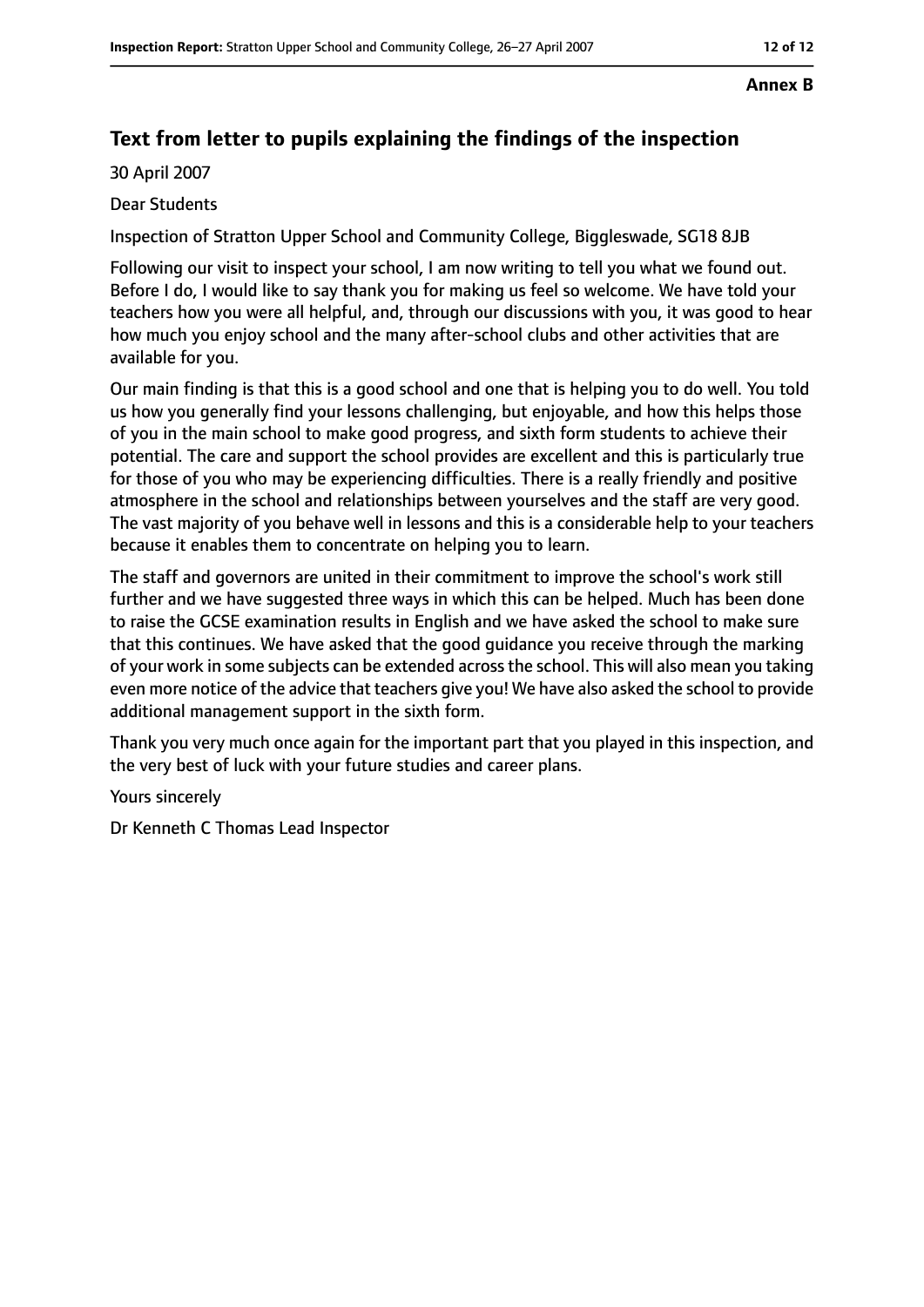**Annex B**

## Text from letter to pupils explaining the findings of the inspection

30 April 2007

Dear Students

Inspection of Stratton Upper School and Community College, Biggleswade, SG18 8JB

Following our visit to inspect your school, I am now writing to tell you what we found out. Before I do, I would like to say thank you for making us feel so welcome. We have told your teachers how you were all helpful, and, through our discussions with you, it was good to hear how much you enjoy school and the many after-school clubs and other activities that are available for you.

Our main finding is that this is a good school and one that is helping you to do well. You told us how you generally find your lessons challenging, but enjoyable, and how this helps those of you in the main school to make good progress, and sixth form students to achieve their potential. The care and support the school provides are excellent and this is particularly true for those of you who may be experiencing difficulties. There is a really friendly and positive atmosphere in the school and relationships between yourselves and the staff are very good. The vast majority of you behave well in lessons and this is a considerable help to your teachers because it enables them to concentrate on helping you to learn.

The staff and governors are united in their commitment to improve the school's work still further and we have suggested three ways in which this can be helped. Much has been done to raise the GCSE examination results in English and we have asked the school to make sure that this continues. We have asked that the good guidance you receive through the marking of your work in some subjects can be extended across the school. This will also mean you taking even more notice of the advice that teachers give you! We have also asked the school to provide additional management support in the sixth form.

Thank you very much once again for the important part that you played in this inspection, and the very best of luck with your future studies and career plans.

Yours sincerely

Dr Kenneth C Thomas Lead Inspector